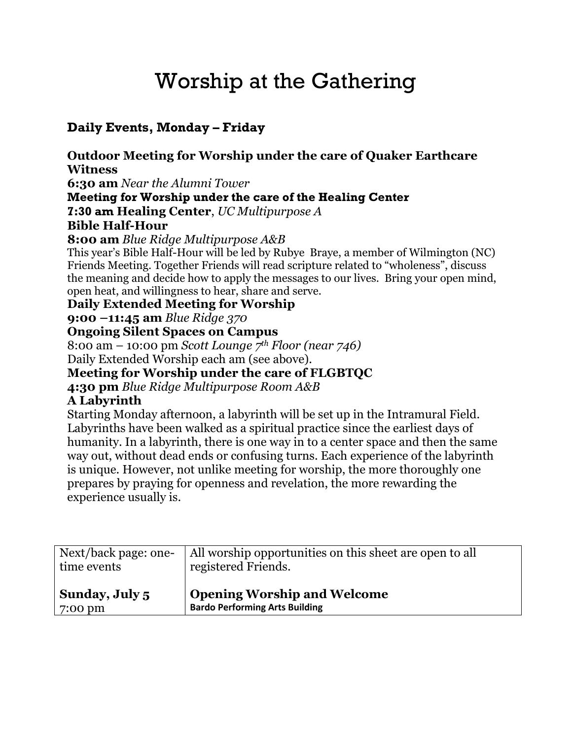# Worship at the Gathering

## Daily Events, Monday – Friday

**Outdoor Meeting for Worship under the care of Quaker Earthcare Witness**
**6:30 am** *Near the Alumni Tower*

**Meeting for Worship under the care of the Healing Center**
**7:30 am Healing Center**, *UC Multipurpose A*

**Bible Half-Hour**
**8:00 am** *Blue Ridge Multipurpose A&B*

This year's Bible Half-Hour will be led by Rubye Braye, a member of Wilmington (NC) Friends Meeting. Together Friends will read scripture related to "wholeness", discuss the meaning and decide how to apply the messages to our lives. Bring your open mind, open heat, and willingness to hear, share and serve.

**Daily Extended Meeting for Worship**
**9:00 –11:45 am** *Blue Ridge 370*

**Ongoing Silent Spaces on Campus**
8:00 am – 10:00 pm *Scott Lounge 7th Floor (near 746)*
Daily Extended Worship each am (see above).

**Meeting for Worship under the care of FLGBTQC**
**4:30 pm** *Blue Ridge Multipurpose Room A&B*

**A Labyrinth**
Starting Monday afternoon, a labyrinth will be set up in the Intramural Field. Labyrinths have been walked as a spiritual practice since the earliest days of humanity. In a labyrinth, there is one way in to a center space and then the same way out, without dead ends or confusing turns. Each experience of the labyrinth is unique. However, not unlike meeting for worship, the more thoroughly one prepares by praying for openness and revelation, the more rewarding the experience usually is.

| Next/back page: one-time events | All worship opportunities on this sheet are open to all registered Friends. |
|---|---|
| **Sunday, July 5** 7:00 pm | **Opening Worship and Welcome** **Bardo Performing Arts Building** |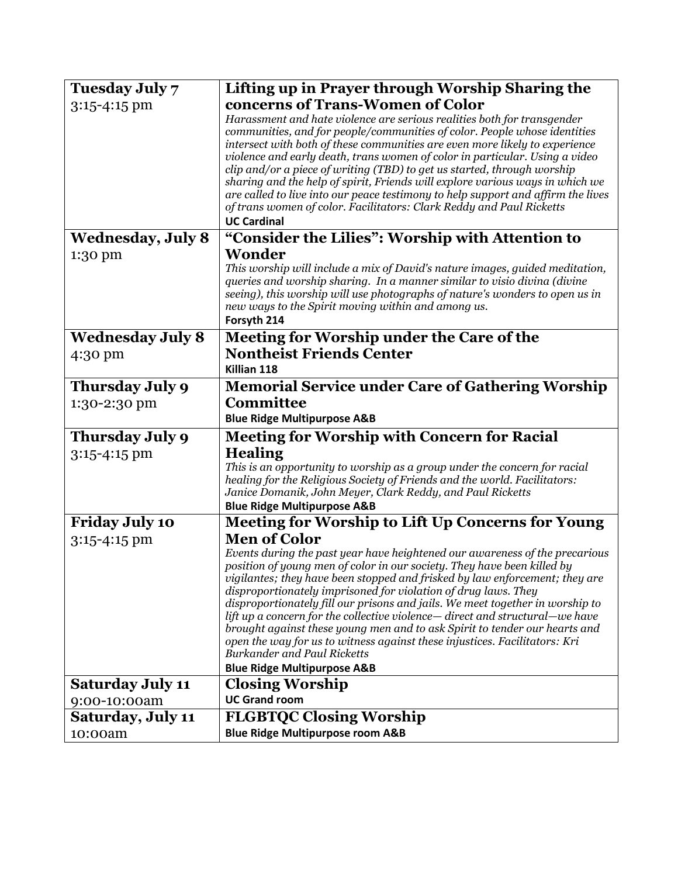| | |
|---|---|
| **Tuesday July 7**<br>3:15-4:15 pm | **Lifting up in Prayer through Worship Sharing the concerns of Trans-Women of Color**<br>*Harassment and hate violence are serious realities both for transgender communities, and for people/communities of color. People whose identities intersect with both of these communities are even more likely to experience violence and early death, trans women of color in particular. Using a video clip and/or a piece of writing (TBD) to get us started, through worship sharing and the help of spirit, Friends will explore various ways in which we are called to live into our peace testimony to help support and affirm the lives of trans women of color. Facilitators: Clark Reddy and Paul Ricketts*<br>**UC Cardinal** |
| **Wednesday, July 8**<br>1:30 pm | **“Consider the Lilies”: Worship with Attention to Wonder**<br>*This worship will include a mix of David's nature images, guided meditation, queries and worship sharing. In a manner similar to visio divina (divine seeing), this worship will use photographs of nature's wonders to open us in new ways to the Spirit moving within and among us.*<br>**Forsyth 214** |
| **Wednesday July 8**<br>4:30 pm | **Meeting for Worship under the Care of the Nontheist Friends Center**<br>**Killian 118** |
| **Thursday July 9**<br>1:30-2:30 pm | **Memorial Service under Care of Gathering Worship Committee**<br>**Blue Ridge Multipurpose A&B** |
| **Thursday July 9**<br>3:15-4:15 pm | **Meeting for Worship with Concern for Racial Healing**<br>*This is an opportunity to worship as a group under the concern for racial healing for the Religious Society of Friends and the world. Facilitators: Janice Domanik, John Meyer, Clark Reddy, and Paul Ricketts*<br>**Blue Ridge Multipurpose A&B** |
| **Friday July 10**<br>3:15-4:15 pm | **Meeting for Worship to Lift Up Concerns for Young Men of Color**<br>*Events during the past year have heightened our awareness of the precarious position of young men of color in our society. They have been killed by vigilantes; they have been stopped and frisked by law enforcement; they are disproportionately imprisoned for violation of drug laws. They disproportionately fill our prisons and jails. We meet together in worship to lift up a concern for the collective violence— direct and structural—we have brought against these young men and to ask Spirit to tender our hearts and open the way for us to witness against these injustices. Facilitators: Kri Burkander and Paul Ricketts*<br>**Blue Ridge Multipurpose A&B** |
| **Saturday July 11**<br>9:00-10:00am | **Closing Worship**<br>**UC Grand room** |
| **Saturday, July 11**<br>10:00am | **FLGBTQC Closing Worship**<br>**Blue Ridge Multipurpose room A&B** |